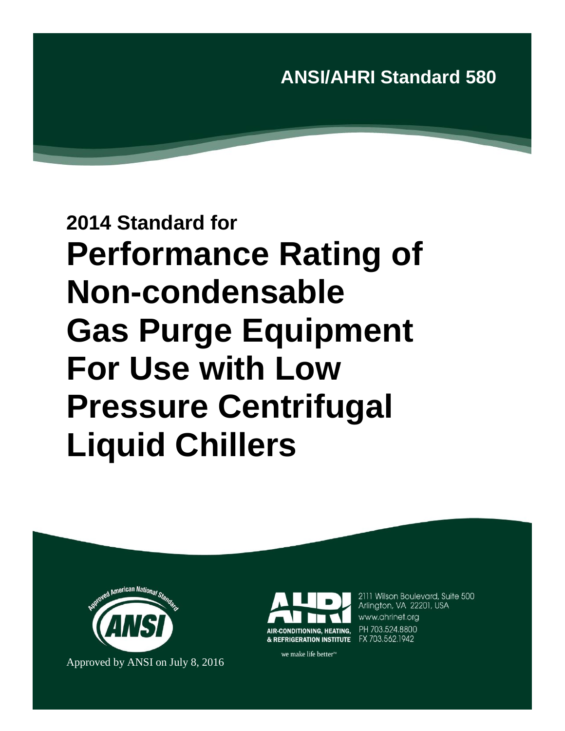ANSI/AHRI Standard 580

# 2014 Standard for Performance Rating of Non-condensable Gas Purge Equipment For Use with Low Pressure Centrifugal Liquid Chillers

Approved American National Standard

ANSI

Approved by ANSI on July 8, 2016

AHRI

AIR-CONDITIONING, HEATING, & REFRIGERATION INSTITUTE

we make life better™

2111 Wilson Boulevard, Suite 500
Arlington, VA 22201, USA
www.ahrinet.org
PH 703.524.8800
FX 703.562.1942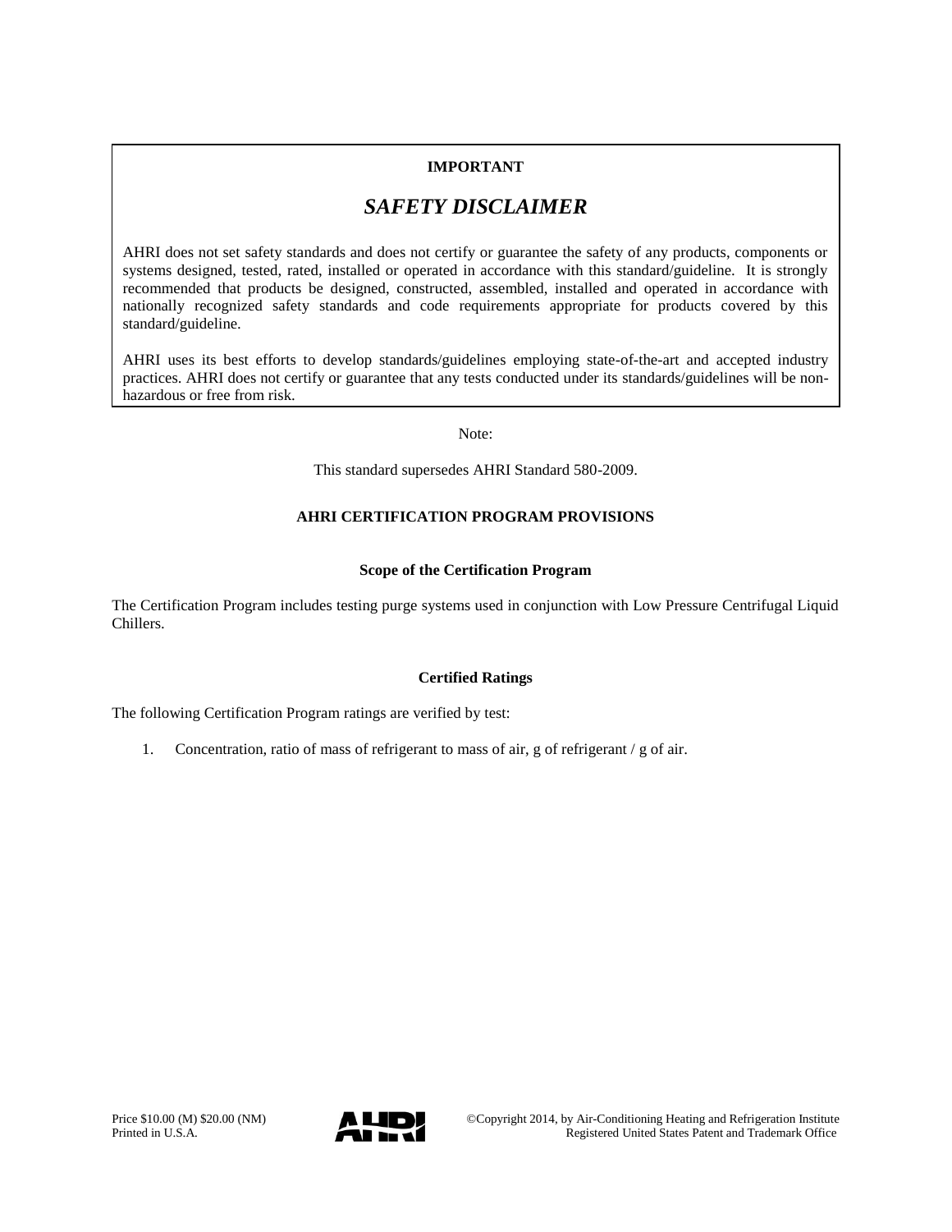**IMPORTANT**

## *SAFETY DISCLAIMER*

AHRI does not set safety standards and does not certify or guarantee the safety of any products, components or systems designed, tested, rated, installed or operated in accordance with this standard/guideline. It is strongly recommended that products be designed, constructed, assembled, installed and operated in accordance with nationally recognized safety standards and code requirements appropriate for products covered by this standard/guideline.

AHRI uses its best efforts to develop standards/guidelines employing state-of-the-art and accepted industry practices. AHRI does not certify or guarantee that any tests conducted under its standards/guidelines will be non-hazardous or free from risk.

Note:

This standard supersedes AHRI Standard 580-2009.

### AHRI CERTIFICATION PROGRAM PROVISIONS

#### Scope of the Certification Program

The Certification Program includes testing purge systems used in conjunction with Low Pressure Centrifugal Liquid Chillers.

#### Certified Ratings

The following Certification Program ratings are verified by test:

1. Concentration, ratio of mass of refrigerant to mass of air, g of refrigerant / g of air.

Price $10.00 (M) $20.00 (NM)
Printed in U.S.A.

©Copyright 2014, by Air-Conditioning Heating and Refrigeration Institute
Registered United States Patent and Trademark Office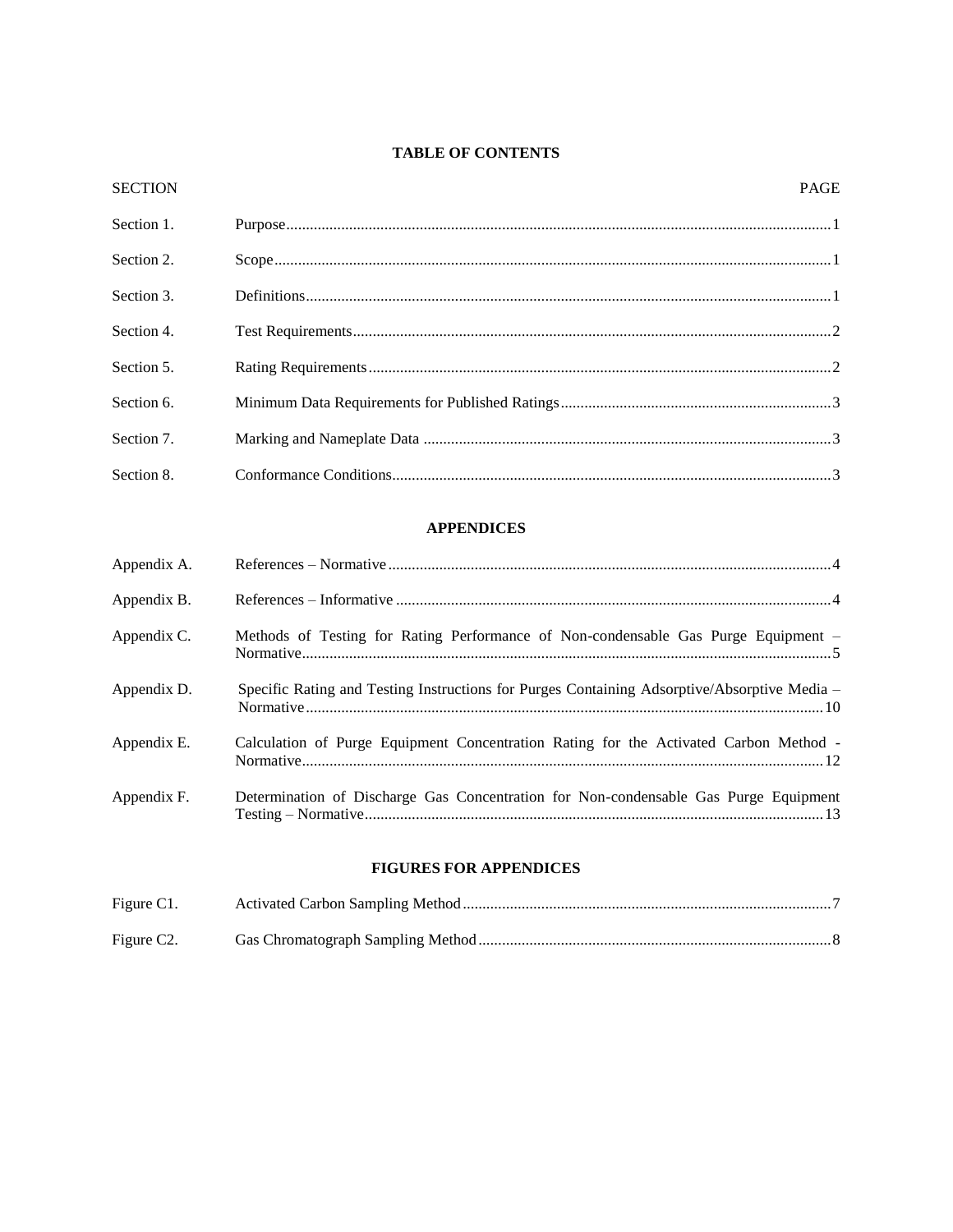**TABLE OF CONTENTS**

| SECTION | | PAGE |
|---|---|---|
| Section 1. | Purpose | 1 |
| Section 2. | Scope | 1 |
| Section 3. | Definitions | 1 |
| Section 4. | Test Requirements | 2 |
| Section 5. | Rating Requirements | 2 |
| Section 6. | Minimum Data Requirements for Published Ratings | 3 |
| Section 7. | Marking and Nameplate Data | 3 |
| Section 8. | Conformance Conditions | 3 |

**APPENDICES**

| | | |
|---|---|---|
| Appendix A. | References – Normative | 4 |
| Appendix B. | References – Informative | 4 |
| Appendix C. | Methods of Testing for Rating Performance of Non-condensable Gas Purge Equipment – Normative | 5 |
| Appendix D. | Specific Rating and Testing Instructions for Purges Containing Adsorptive/Absorptive Media – Normative | 10 |
| Appendix E. | Calculation of Purge Equipment Concentration Rating for the Activated Carbon Method - Normative | 12 |
| Appendix F. | Determination of Discharge Gas Concentration for Non-condensable Gas Purge Equipment Testing – Normative | 13 |

**FIGURES FOR APPENDICES**

| | | |
|---|---|---|
| Figure C1. | Activated Carbon Sampling Method | 7 |
| Figure C2. | Gas Chromatograph Sampling Method | 8 |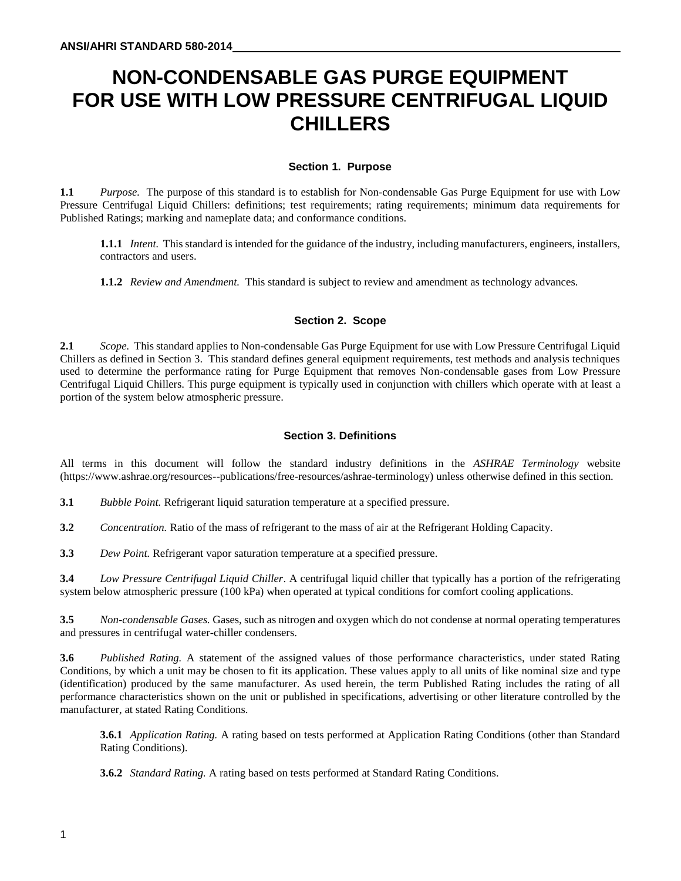# NON-CONDENSABLE GAS PURGE EQUIPMENT FOR USE WITH LOW PRESSURE CENTRIFUGAL LIQUID CHILLERS

## Section 1. Purpose

**1.1** *Purpose.* The purpose of this standard is to establish for Non-condensable Gas Purge Equipment for use with Low Pressure Centrifugal Liquid Chillers: definitions; test requirements; rating requirements; minimum data requirements for Published Ratings; marking and nameplate data; and conformance conditions.

**1.1.1** *Intent.* This standard is intended for the guidance of the industry, including manufacturers, engineers, installers, contractors and users.

**1.1.2** *Review and Amendment.* This standard is subject to review and amendment as technology advances.

## Section 2. Scope

**2.1** *Scope.* This standard applies to Non-condensable Gas Purge Equipment for use with Low Pressure Centrifugal Liquid Chillers as defined in Section 3. This standard defines general equipment requirements, test methods and analysis techniques used to determine the performance rating for Purge Equipment that removes Non-condensable gases from Low Pressure Centrifugal Liquid Chillers. This purge equipment is typically used in conjunction with chillers which operate with at least a portion of the system below atmospheric pressure.

## Section 3. Definitions

All terms in this document will follow the standard industry definitions in the *ASHRAE Terminology* website (https://www.ashrae.org/resources--publications/free-resources/ashrae-terminology) unless otherwise defined in this section.

**3.1** *Bubble Point.* Refrigerant liquid saturation temperature at a specified pressure.

**3.2** *Concentration.* Ratio of the mass of refrigerant to the mass of air at the Refrigerant Holding Capacity.

**3.3** *Dew Point.* Refrigerant vapor saturation temperature at a specified pressure.

**3.4** *Low Pressure Centrifugal Liquid Chiller*. A centrifugal liquid chiller that typically has a portion of the refrigerating system below atmospheric pressure (100 kPa) when operated at typical conditions for comfort cooling applications.

**3.5** *Non-condensable Gases.* Gases, such as nitrogen and oxygen which do not condense at normal operating temperatures and pressures in centrifugal water-chiller condensers.

**3.6** *Published Rating.* A statement of the assigned values of those performance characteristics, under stated Rating Conditions, by which a unit may be chosen to fit its application. These values apply to all units of like nominal size and type (identification) produced by the same manufacturer. As used herein, the term Published Rating includes the rating of all performance characteristics shown on the unit or published in specifications, advertising or other literature controlled by the manufacturer, at stated Rating Conditions.

**3.6.1** *Application Rating.* A rating based on tests performed at Application Rating Conditions (other than Standard Rating Conditions).

**3.6.2** *Standard Rating.* A rating based on tests performed at Standard Rating Conditions.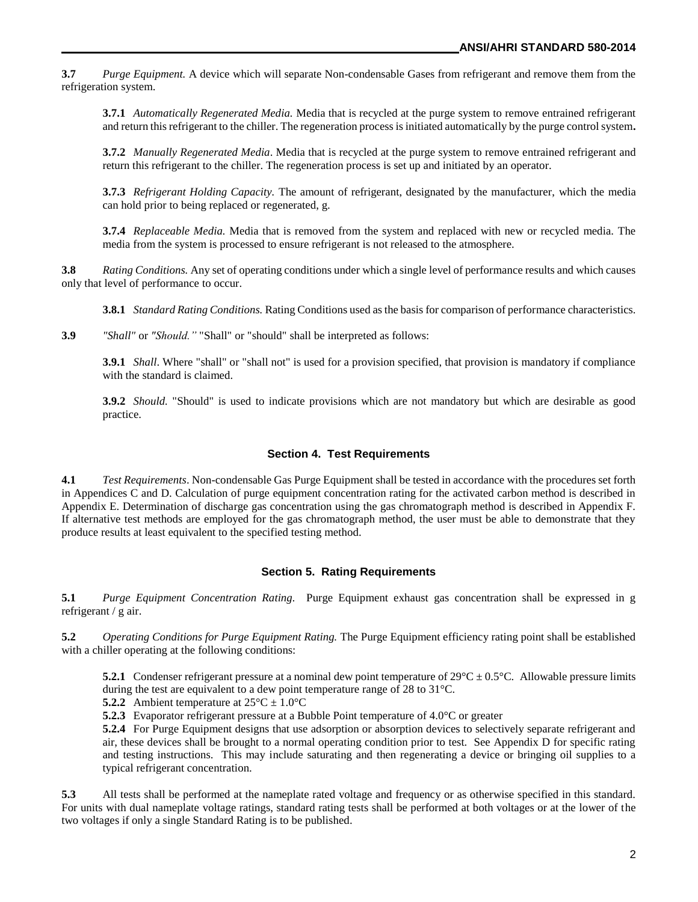**3.7** *Purge Equipment.* A device which will separate Non-condensable Gases from refrigerant and remove them from the refrigeration system.

**3.7.1** *Automatically Regenerated Media.* Media that is recycled at the purge system to remove entrained refrigerant and return this refrigerant to the chiller. The regeneration process is initiated automatically by the purge control system**.**

**3.7.2** *Manually Regenerated Media*. Media that is recycled at the purge system to remove entrained refrigerant and return this refrigerant to the chiller. The regeneration process is set up and initiated by an operator.

**3.7.3** *Refrigerant Holding Capacity.* The amount of refrigerant, designated by the manufacturer, which the media can hold prior to being replaced or regenerated, g.

**3.7.4** *Replaceable Media.* Media that is removed from the system and replaced with new or recycled media. The media from the system is processed to ensure refrigerant is not released to the atmosphere.

**3.8** *Rating Conditions.* Any set of operating conditions under which a single level of performance results and which causes only that level of performance to occur.

**3.8.1** *Standard Rating Conditions.* Rating Conditions used as the basis for comparison of performance characteristics.

**3.9** *"Shall"* or *"Should."* "Shall" or "should" shall be interpreted as follows:

**3.9.1** *Shall*. Where "shall" or "shall not" is used for a provision specified, that provision is mandatory if compliance with the standard is claimed.

**3.9.2** *Should.* "Should" is used to indicate provisions which are not mandatory but which are desirable as good practice.

## Section 4. Test Requirements

**4.1** *Test Requirements*. Non-condensable Gas Purge Equipment shall be tested in accordance with the procedures set forth in Appendices C and D. Calculation of purge equipment concentration rating for the activated carbon method is described in Appendix E. Determination of discharge gas concentration using the gas chromatograph method is described in Appendix F. If alternative test methods are employed for the gas chromatograph method, the user must be able to demonstrate that they produce results at least equivalent to the specified testing method.

## Section 5. Rating Requirements

**5.1** *Purge Equipment Concentration Rating.* Purge Equipment exhaust gas concentration shall be expressed in g refrigerant / g air.

**5.2** *Operating Conditions for Purge Equipment Rating.* The Purge Equipment efficiency rating point shall be established with a chiller operating at the following conditions:

**5.2.1** Condenser refrigerant pressure at a nominal dew point temperature of 29°C ± 0.5°C. Allowable pressure limits during the test are equivalent to a dew point temperature range of 28 to 31°C.

**5.2.2** Ambient temperature at 25°C ± 1.0°C

**5.2.3** Evaporator refrigerant pressure at a Bubble Point temperature of 4.0°C or greater

**5.2.4** For Purge Equipment designs that use adsorption or absorption devices to selectively separate refrigerant and air, these devices shall be brought to a normal operating condition prior to test. See Appendix D for specific rating and testing instructions. This may include saturating and then regenerating a device or bringing oil supplies to a typical refrigerant concentration.

**5.3** All tests shall be performed at the nameplate rated voltage and frequency or as otherwise specified in this standard. For units with dual nameplate voltage ratings, standard rating tests shall be performed at both voltages or at the lower of the two voltages if only a single Standard Rating is to be published.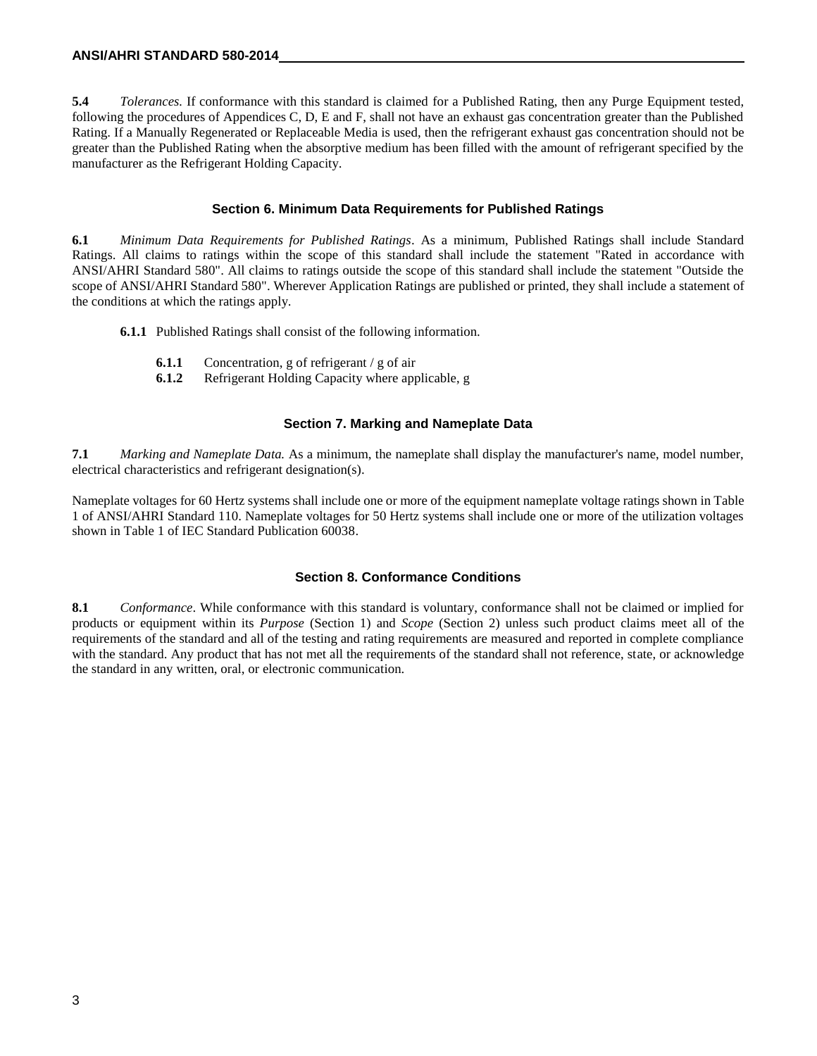**5.4** *Tolerances.* If conformance with this standard is claimed for a Published Rating, then any Purge Equipment tested, following the procedures of Appendices C, D, E and F, shall not have an exhaust gas concentration greater than the Published Rating. If a Manually Regenerated or Replaceable Media is used, then the refrigerant exhaust gas concentration should not be greater than the Published Rating when the absorptive medium has been filled with the amount of refrigerant specified by the manufacturer as the Refrigerant Holding Capacity.

## Section 6. Minimum Data Requirements for Published Ratings

**6.1** *Minimum Data Requirements for Published Ratings*. As a minimum, Published Ratings shall include Standard Ratings. All claims to ratings within the scope of this standard shall include the statement "Rated in accordance with ANSI/AHRI Standard 580". All claims to ratings outside the scope of this standard shall include the statement "Outside the scope of ANSI/AHRI Standard 580". Wherever Application Ratings are published or printed, they shall include a statement of the conditions at which the ratings apply.

**6.1.1** Published Ratings shall consist of the following information.

**6.1.1** Concentration, g of refrigerant / g of air
**6.1.2** Refrigerant Holding Capacity where applicable, g

## Section 7. Marking and Nameplate Data

**7.1** *Marking and Nameplate Data.* As a minimum, the nameplate shall display the manufacturer's name, model number, electrical characteristics and refrigerant designation(s).

Nameplate voltages for 60 Hertz systems shall include one or more of the equipment nameplate voltage ratings shown in Table 1 of ANSI/AHRI Standard 110. Nameplate voltages for 50 Hertz systems shall include one or more of the utilization voltages shown in Table 1 of IEC Standard Publication 60038.

## Section 8. Conformance Conditions

**8.1** *Conformance*. While conformance with this standard is voluntary, conformance shall not be claimed or implied for products or equipment within its *Purpose* (Section 1) and *Scope* (Section 2) unless such product claims meet all of the requirements of the standard and all of the testing and rating requirements are measured and reported in complete compliance with the standard. Any product that has not met all the requirements of the standard shall not reference, state, or acknowledge the standard in any written, oral, or electronic communication.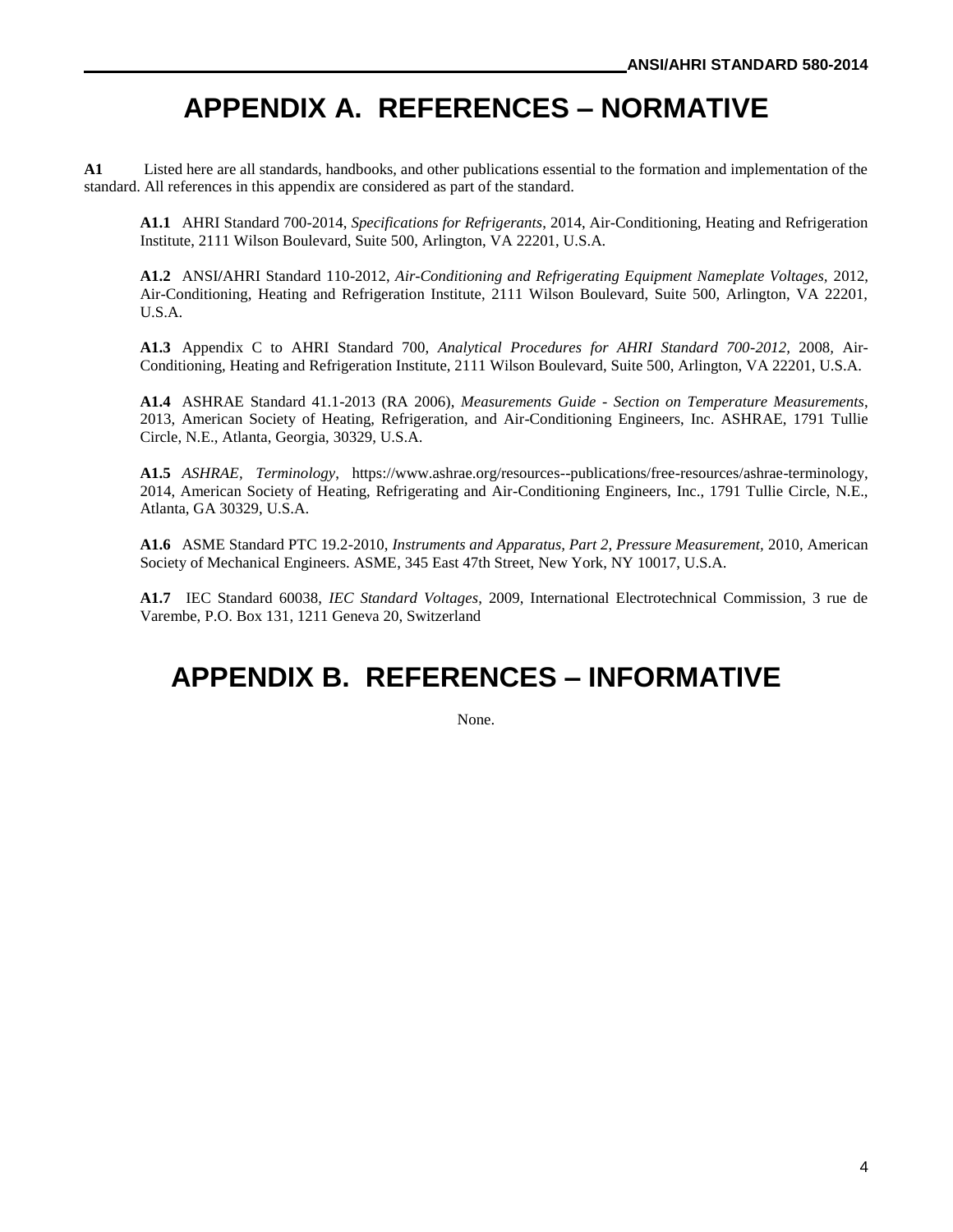# APPENDIX A. REFERENCES – NORMATIVE

**A1** Listed here are all standards, handbooks, and other publications essential to the formation and implementation of the standard. All references in this appendix are considered as part of the standard.

**A1.1** AHRI Standard 700-2014, *Specifications for Refrigerants*, 2014, Air-Conditioning, Heating and Refrigeration Institute, 2111 Wilson Boulevard, Suite 500, Arlington, VA 22201, U.S.A.

**A1.2** ANSI/AHRI Standard 110-2012, *Air-Conditioning and Refrigerating Equipment Nameplate Voltages*, 2012, Air-Conditioning, Heating and Refrigeration Institute, 2111 Wilson Boulevard, Suite 500, Arlington, VA 22201, U.S.A.

**A1.3** Appendix C to AHRI Standard 700, *Analytical Procedures for AHRI Standard 700-2012*, 2008, Air-Conditioning, Heating and Refrigeration Institute, 2111 Wilson Boulevard, Suite 500, Arlington, VA 22201, U.S.A.

**A1.4** ASHRAE Standard 41.1-2013 (RA 2006), *Measurements Guide - Section on Temperature Measurements*, 2013, American Society of Heating, Refrigeration, and Air-Conditioning Engineers, Inc. ASHRAE, 1791 Tullie Circle, N.E., Atlanta, Georgia, 30329, U.S.A.

**A1.5** *ASHRAE, Terminology*, https://www.ashrae.org/resources--publications/free-resources/ashrae-terminology, 2014, American Society of Heating, Refrigerating and Air-Conditioning Engineers, Inc., 1791 Tullie Circle, N.E., Atlanta, GA 30329, U.S.A.

**A1.6** ASME Standard PTC 19.2-2010, *Instruments and Apparatus, Part 2, Pressure Measurement*, 2010, American Society of Mechanical Engineers. ASME, 345 East 47th Street, New York, NY 10017, U.S.A.

**A1.7** IEC Standard 60038, *IEC Standard Voltages*, 2009, International Electrotechnical Commission, 3 rue de Varembe, P.O. Box 131, 1211 Geneva 20, Switzerland

# APPENDIX B. REFERENCES – INFORMATIVE

None.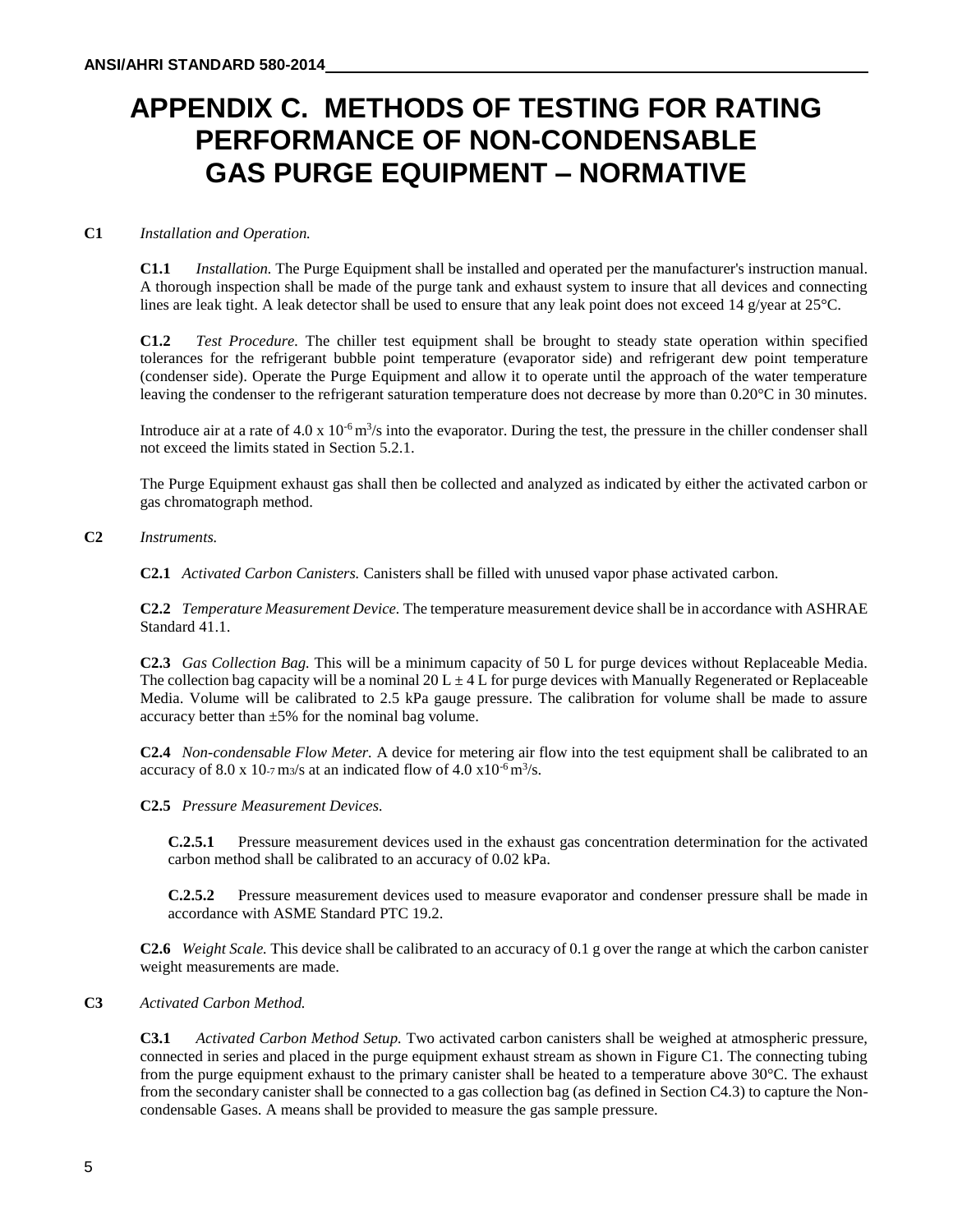# APPENDIX C. METHODS OF TESTING FOR RATING PERFORMANCE OF NON-CONDENSABLE GAS PURGE EQUIPMENT – NORMATIVE

**C1** *Installation and Operation.*

**C1.1** *Installation.* The Purge Equipment shall be installed and operated per the manufacturer's instruction manual. A thorough inspection shall be made of the purge tank and exhaust system to insure that all devices and connecting lines are leak tight. A leak detector shall be used to ensure that any leak point does not exceed 14 g/year at 25°C.

**C1.2** *Test Procedure.* The chiller test equipment shall be brought to steady state operation within specified tolerances for the refrigerant bubble point temperature (evaporator side) and refrigerant dew point temperature (condenser side). Operate the Purge Equipment and allow it to operate until the approach of the water temperature leaving the condenser to the refrigerant saturation temperature does not decrease by more than 0.20°C in 30 minutes.

Introduce air at a rate of $4.0 \times 10^{-6}$ $m^3/s$ into the evaporator. During the test, the pressure in the chiller condenser shall not exceed the limits stated in Section 5.2.1.

The Purge Equipment exhaust gas shall then be collected and analyzed as indicated by either the activated carbon or gas chromatograph method.

**C2** *Instruments.*

**C2.1** *Activated Carbon Canisters.* Canisters shall be filled with unused vapor phase activated carbon.

**C2.2** *Temperature Measurement Device.* The temperature measurement device shall be in accordance with ASHRAE Standard 41.1.

**C2.3** *Gas Collection Bag.* This will be a minimum capacity of 50 L for purge devices without Replaceable Media. The collection bag capacity will be a nominal 20 L ± 4 L for purge devices with Manually Regenerated or Replaceable Media. Volume will be calibrated to 2.5 kPa gauge pressure. The calibration for volume shall be made to assure accuracy better than ±5% for the nominal bag volume.

**C2.4** *Non-condensable Flow Meter.* A device for metering air flow into the test equipment shall be calibrated to an accuracy of $8.0 \times 10^{-7}$ $m^3/s$ at an indicated flow of $4.0 \times 10^{-6}$ $m^3/s$.

**C2.5** *Pressure Measurement Devices.*

**C.2.5.1** Pressure measurement devices used in the exhaust gas concentration determination for the activated carbon method shall be calibrated to an accuracy of 0.02 kPa.

**C.2.5.2** Pressure measurement devices used to measure evaporator and condenser pressure shall be made in accordance with ASME Standard PTC 19.2.

**C2.6** *Weight Scale.* This device shall be calibrated to an accuracy of 0.1 g over the range at which the carbon canister weight measurements are made.

**C3** *Activated Carbon Method.*

**C3.1** *Activated Carbon Method Setup.* Two activated carbon canisters shall be weighed at atmospheric pressure, connected in series and placed in the purge equipment exhaust stream as shown in Figure C1. The connecting tubing from the purge equipment exhaust to the primary canister shall be heated to a temperature above 30°C. The exhaust from the secondary canister shall be connected to a gas collection bag (as defined in Section C4.3) to capture the Non-condensable Gases. A means shall be provided to measure the gas sample pressure.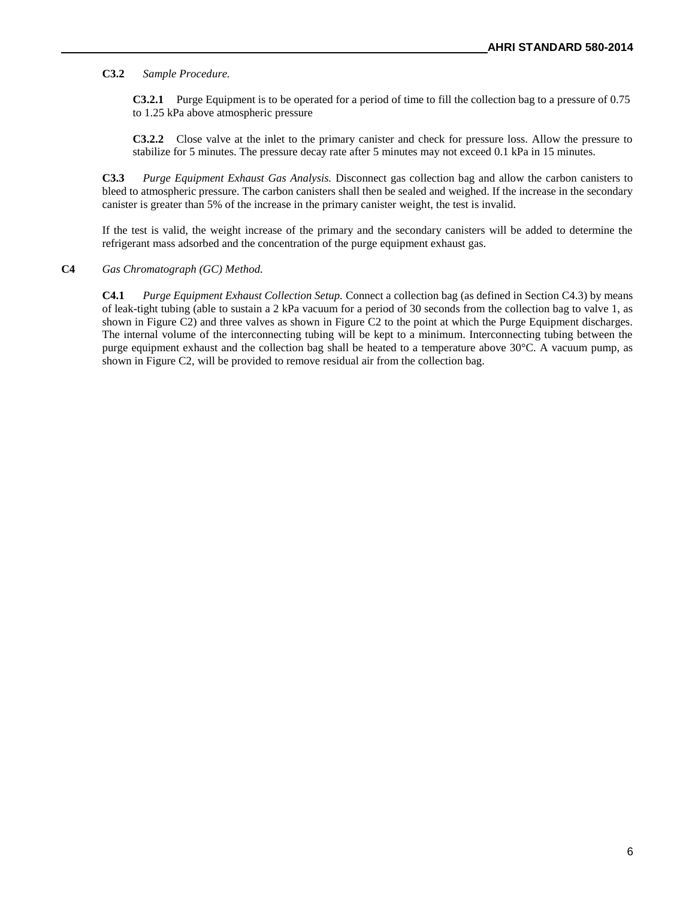**C3.2** *Sample Procedure.*

**C3.2.1** Purge Equipment is to be operated for a period of time to fill the collection bag to a pressure of 0.75 to 1.25 kPa above atmospheric pressure

**C3.2.2** Close valve at the inlet to the primary canister and check for pressure loss. Allow the pressure to stabilize for 5 minutes. The pressure decay rate after 5 minutes may not exceed 0.1 kPa in 15 minutes.

**C3.3** *Purge Equipment Exhaust Gas Analysis.* Disconnect gas collection bag and allow the carbon canisters to bleed to atmospheric pressure. The carbon canisters shall then be sealed and weighed. If the increase in the secondary canister is greater than 5% of the increase in the primary canister weight, the test is invalid.

If the test is valid, the weight increase of the primary and the secondary canisters will be added to determine the refrigerant mass adsorbed and the concentration of the purge equipment exhaust gas.

**C4** *Gas Chromatograph (GC) Method.*

**C4.1** *Purge Equipment Exhaust Collection Setup.* Connect a collection bag (as defined in Section C4.3) by means of leak-tight tubing (able to sustain a 2 kPa vacuum for a period of 30 seconds from the collection bag to valve 1, as shown in Figure C2) and three valves as shown in Figure C2 to the point at which the Purge Equipment discharges. The internal volume of the interconnecting tubing will be kept to a minimum. Interconnecting tubing between the purge equipment exhaust and the collection bag shall be heated to a temperature above 30°C. A vacuum pump, as shown in Figure C2, will be provided to remove residual air from the collection bag.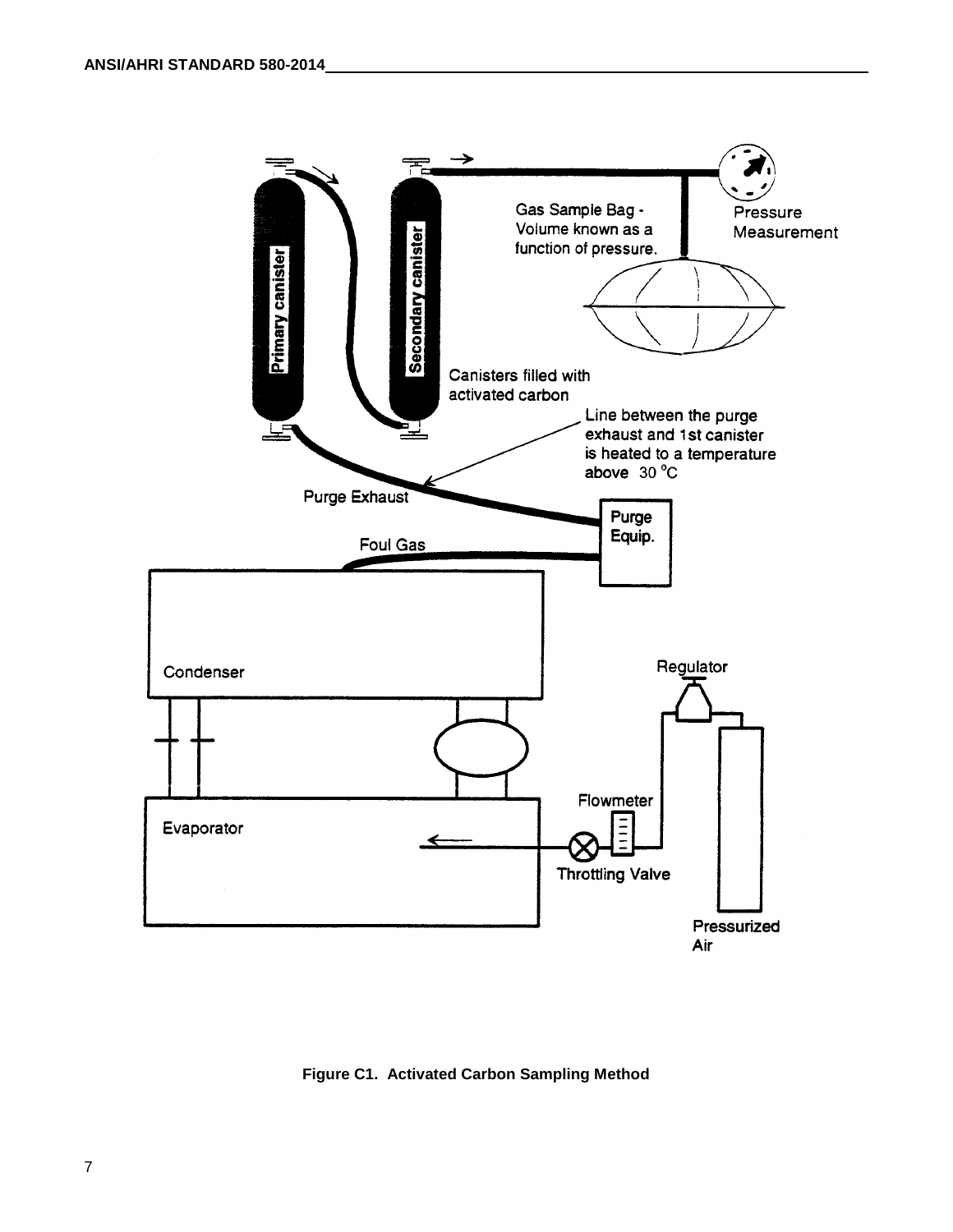**Figure C1. Activated Carbon Sampling Method**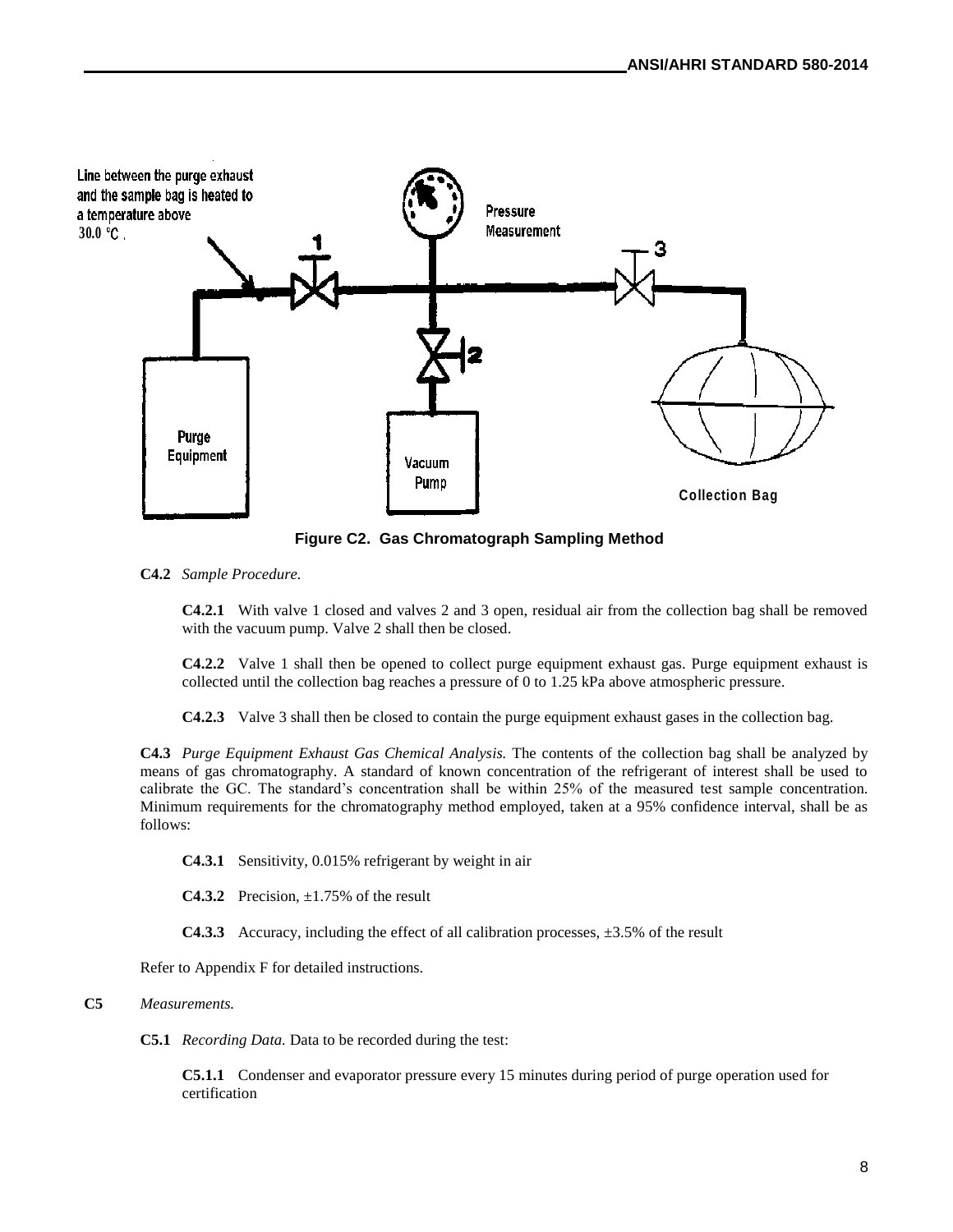Line between the purge exhaust and the sample bag is heated to a temperature above 30.0 °C .

Pressure Measurement

Purge Equipment

Vacuum Pump

Collection Bag

**Figure C2. Gas Chromatograph Sampling Method**

**C4.2** *Sample Procedure.*

**C4.2.1** With valve 1 closed and valves 2 and 3 open, residual air from the collection bag shall be removed with the vacuum pump. Valve 2 shall then be closed.

**C4.2.2** Valve 1 shall then be opened to collect purge equipment exhaust gas. Purge equipment exhaust is collected until the collection bag reaches a pressure of 0 to 1.25 kPa above atmospheric pressure.

**C4.2.3** Valve 3 shall then be closed to contain the purge equipment exhaust gases in the collection bag.

**C4.3** *Purge Equipment Exhaust Gas Chemical Analysis.* The contents of the collection bag shall be analyzed by means of gas chromatography. A standard of known concentration of the refrigerant of interest shall be used to calibrate the GC. The standard's concentration shall be within 25% of the measured test sample concentration. Minimum requirements for the chromatography method employed, taken at a 95% confidence interval, shall be as follows:

**C4.3.1** Sensitivity, 0.015% refrigerant by weight in air

**C4.3.2** Precision, ±1.75% of the result

**C4.3.3** Accuracy, including the effect of all calibration processes, ±3.5% of the result

Refer to Appendix F for detailed instructions.

**C5** *Measurements.*

**C5.1** *Recording Data.* Data to be recorded during the test:

**C5.1.1** Condenser and evaporator pressure every 15 minutes during period of purge operation used for certification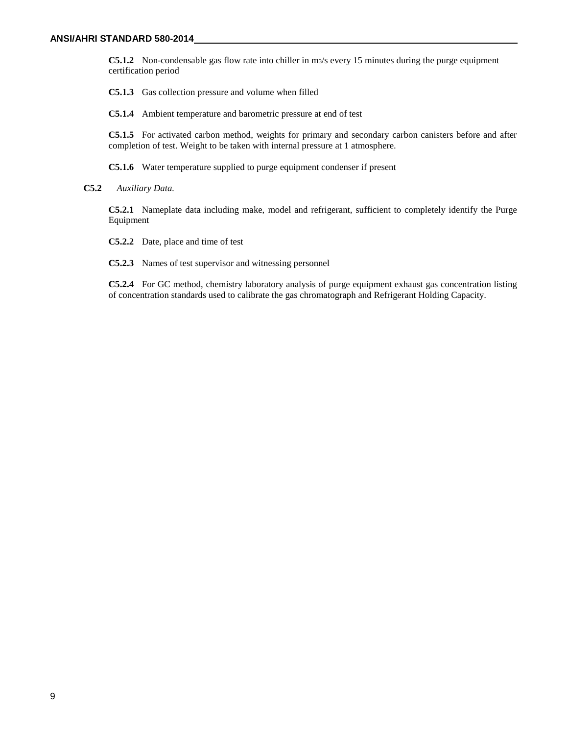**C5.1.2** Non-condensable gas flow rate into chiller in $m^3/s$ every 15 minutes during the purge equipment certification period

**C5.1.3** Gas collection pressure and volume when filled

**C5.1.4** Ambient temperature and barometric pressure at end of test

**C5.1.5** For activated carbon method, weights for primary and secondary carbon canisters before and after completion of test. Weight to be taken with internal pressure at 1 atmosphere.

**C5.1.6** Water temperature supplied to purge equipment condenser if present

**C5.2** *Auxiliary Data.*

**C5.2.1** Nameplate data including make, model and refrigerant, sufficient to completely identify the Purge Equipment

**C5.2.2** Date, place and time of test

**C5.2.3** Names of test supervisor and witnessing personnel

**C5.2.4** For GC method, chemistry laboratory analysis of purge equipment exhaust gas concentration listing of concentration standards used to calibrate the gas chromatograph and Refrigerant Holding Capacity.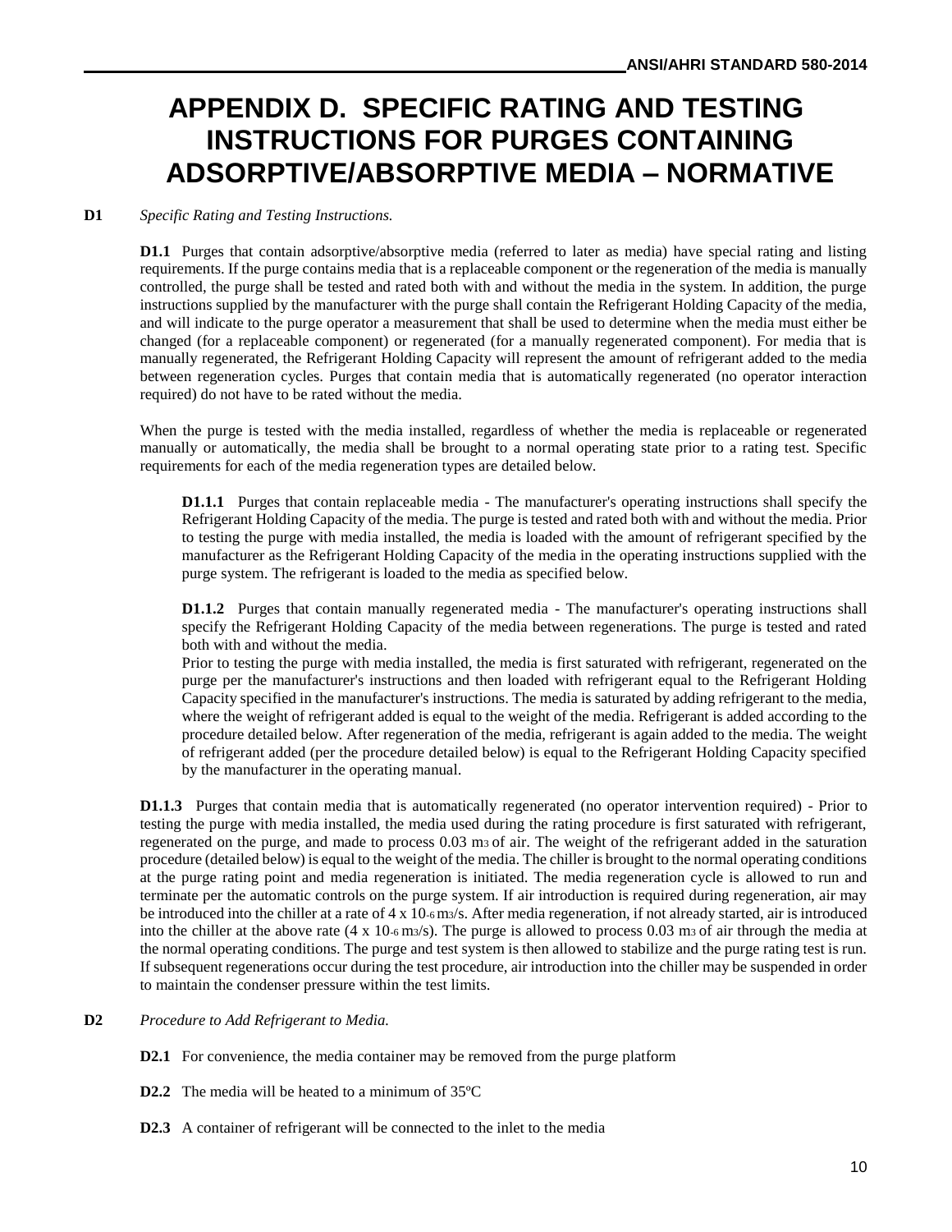# APPENDIX D. SPECIFIC RATING AND TESTING INSTRUCTIONS FOR PURGES CONTAINING ADSORPTIVE/ABSORPTIVE MEDIA – NORMATIVE

**D1** *Specific Rating and Testing Instructions.*

**D1.1** Purges that contain adsorptive/absorptive media (referred to later as media) have special rating and listing requirements. If the purge contains media that is a replaceable component or the regeneration of the media is manually controlled, the purge shall be tested and rated both with and without the media in the system. In addition, the purge instructions supplied by the manufacturer with the purge shall contain the Refrigerant Holding Capacity of the media, and will indicate to the purge operator a measurement that shall be used to determine when the media must either be changed (for a replaceable component) or regenerated (for a manually regenerated component). For media that is manually regenerated, the Refrigerant Holding Capacity will represent the amount of refrigerant added to the media between regeneration cycles. Purges that contain media that is automatically regenerated (no operator interaction required) do not have to be rated without the media.

When the purge is tested with the media installed, regardless of whether the media is replaceable or regenerated manually or automatically, the media shall be brought to a normal operating state prior to a rating test. Specific requirements for each of the media regeneration types are detailed below.

**D1.1.1** Purges that contain replaceable media - The manufacturer's operating instructions shall specify the Refrigerant Holding Capacity of the media. The purge is tested and rated both with and without the media. Prior to testing the purge with media installed, the media is loaded with the amount of refrigerant specified by the manufacturer as the Refrigerant Holding Capacity of the media in the operating instructions supplied with the purge system. The refrigerant is loaded to the media as specified below.

**D1.1.2** Purges that contain manually regenerated media - The manufacturer's operating instructions shall specify the Refrigerant Holding Capacity of the media between regenerations. The purge is tested and rated both with and without the media.
Prior to testing the purge with media installed, the media is first saturated with refrigerant, regenerated on the purge per the manufacturer's instructions and then loaded with refrigerant equal to the Refrigerant Holding Capacity specified in the manufacturer's instructions. The media is saturated by adding refrigerant to the media, where the weight of refrigerant added is equal to the weight of the media. Refrigerant is added according to the procedure detailed below. After regeneration of the media, refrigerant is again added to the media. The weight of refrigerant added (per the procedure detailed below) is equal to the Refrigerant Holding Capacity specified by the manufacturer in the operating manual.

**D1.1.3** Purges that contain media that is automatically regenerated (no operator intervention required) - Prior to testing the purge with media installed, the media used during the rating procedure is first saturated with refrigerant, regenerated on the purge, and made to process 0.03 $m^3$ of air. The weight of the refrigerant added in the saturation procedure (detailed below) is equal to the weight of the media. The chiller is brought to the normal operating conditions at the purge rating point and media regeneration is initiated. The media regeneration cycle is allowed to run and terminate per the automatic controls on the purge system. If air introduction is required during regeneration, air may be introduced into the chiller at a rate of $4 \times 10^{-6}$ $m^3/s$. After media regeneration, if not already started, air is introduced into the chiller at the above rate ($4 \times 10^{-6}$ $m^3/s$). The purge is allowed to process 0.03 $m^3$ of air through the media at the normal operating conditions. The purge and test system is then allowed to stabilize and the purge rating test is run. If subsequent regenerations occur during the test procedure, air introduction into the chiller may be suspended in order to maintain the condenser pressure within the test limits.

**D2** *Procedure to Add Refrigerant to Media.*

**D2.1** For convenience, the media container may be removed from the purge platform

**D2.2** The media will be heated to a minimum of 35ºC

**D2.3** A container of refrigerant will be connected to the inlet to the media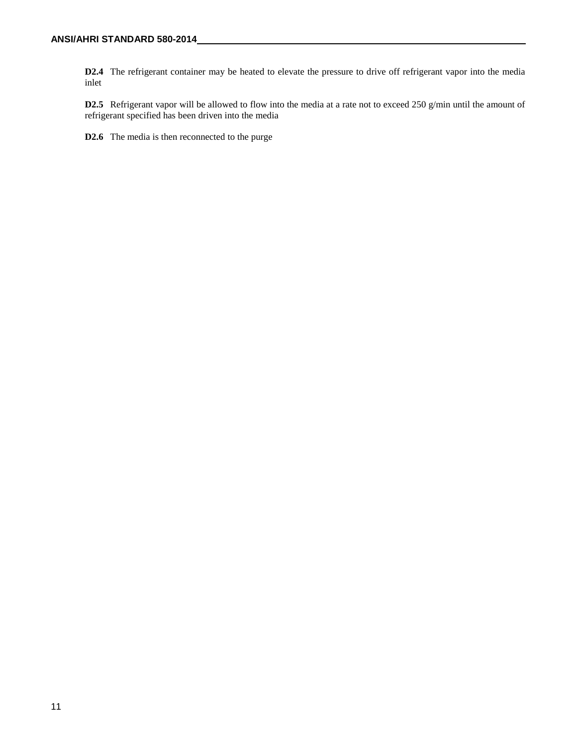**D2.4** The refrigerant container may be heated to elevate the pressure to drive off refrigerant vapor into the media inlet

**D2.5** Refrigerant vapor will be allowed to flow into the media at a rate not to exceed 250 g/min until the amount of refrigerant specified has been driven into the media

**D2.6** The media is then reconnected to the purge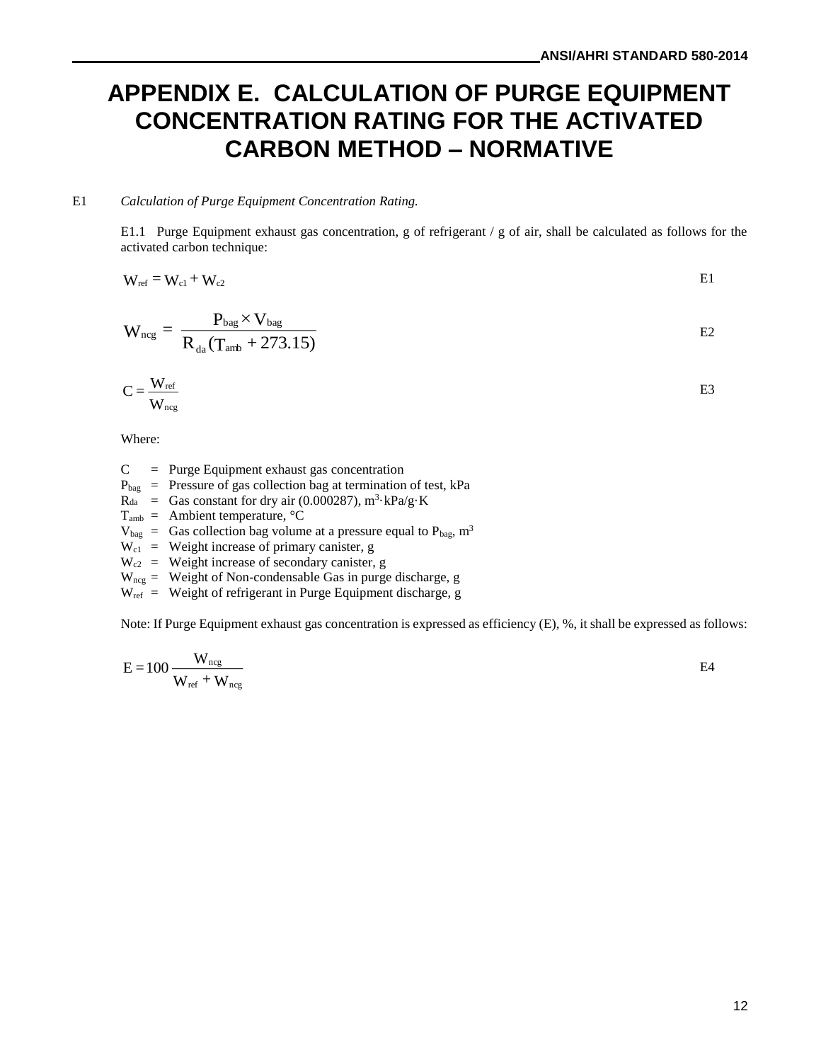# APPENDIX E. CALCULATION OF PURGE EQUIPMENT CONCENTRATION RATING FOR THE ACTIVATED CARBON METHOD – NORMATIVE

E1 *Calculation of Purge Equipment Concentration Rating.*

E1.1 Purge Equipment exhaust gas concentration, g of refrigerant / g of air, shall be calculated as follows for the activated carbon technique:

$$W_{ref} = W_{c1} + W_{c2} \qquad \text{E1}$$

$$W_{ncg} = \frac{P_{bag} \times V_{bag}}{R_{da}(T_{amb} + 273.15)} \qquad \text{E2}$$

$$C = \frac{W_{ref}}{W_{ncg}} \qquad \text{E3}$$

Where:

- $C$ = Purge Equipment exhaust gas concentration
- $P_{bag}$ = Pressure of gas collection bag at termination of test, kPa
- $R_{da}$ = Gas constant for dry air (0.000287), $m^3 \cdot kPa/g \cdot K$
- $T_{amb}$ = Ambient temperature, °C
- $V_{bag}$ = Gas collection bag volume at a pressure equal to $P_{bag}$, $m^3$
- $W_{c1}$ = Weight increase of primary canister, g
- $W_{c2}$ = Weight increase of secondary canister, g
- $W_{ncg}$ = Weight of Non-condensable Gas in purge discharge, g
- $W_{ref}$ = Weight of refrigerant in Purge Equipment discharge, g

Note: If Purge Equipment exhaust gas concentration is expressed as efficiency (E), %, it shall be expressed as follows:

$$E = 100 \frac{W_{ncg}}{W_{ref} + W_{ncg}} \qquad \text{E4}$$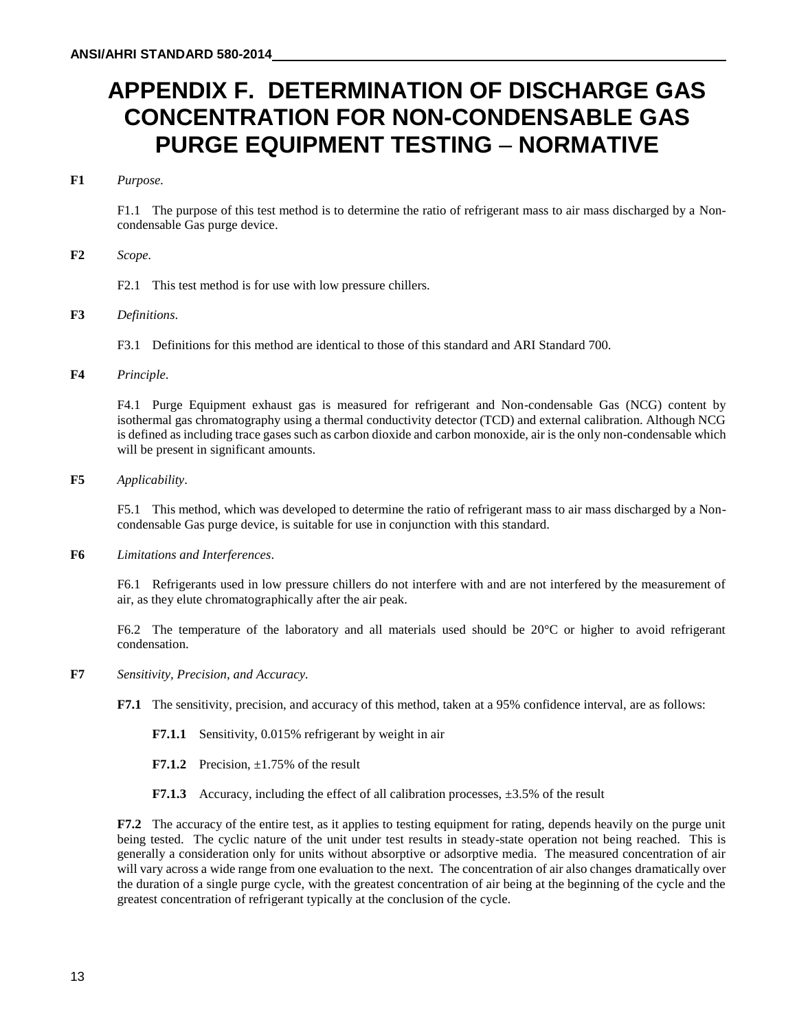# APPENDIX F. DETERMINATION OF DISCHARGE GAS CONCENTRATION FOR NON-CONDENSABLE GAS PURGE EQUIPMENT TESTING – NORMATIVE

**F1** *Purpose.*

F1.1 The purpose of this test method is to determine the ratio of refrigerant mass to air mass discharged by a Non-condensable Gas purge device.

**F2** *Scope.*

F2.1 This test method is for use with low pressure chillers.

**F3** *Definitions.*

F3.1 Definitions for this method are identical to those of this standard and ARI Standard 700.

**F4** *Principle.*

F4.1 Purge Equipment exhaust gas is measured for refrigerant and Non-condensable Gas (NCG) content by isothermal gas chromatography using a thermal conductivity detector (TCD) and external calibration. Although NCG is defined as including trace gases such as carbon dioxide and carbon monoxide, air is the only non-condensable which will be present in significant amounts.

**F5** *Applicability.*

F5.1 This method, which was developed to determine the ratio of refrigerant mass to air mass discharged by a Non-condensable Gas purge device, is suitable for use in conjunction with this standard.

**F6** *Limitations and Interferences.*

F6.1 Refrigerants used in low pressure chillers do not interfere with and are not interfered by the measurement of air, as they elute chromatographically after the air peak.

F6.2 The temperature of the laboratory and all materials used should be 20°C or higher to avoid refrigerant condensation.

**F7** *Sensitivity, Precision, and Accuracy.*

**F7.1** The sensitivity, precision, and accuracy of this method, taken at a 95% confidence interval, are as follows:

**F7.1.1** Sensitivity, 0.015% refrigerant by weight in air

**F7.1.2** Precision, ±1.75% of the result

**F7.1.3** Accuracy, including the effect of all calibration processes, ±3.5% of the result

**F7.2** The accuracy of the entire test, as it applies to testing equipment for rating, depends heavily on the purge unit being tested. The cyclic nature of the unit under test results in steady-state operation not being reached. This is generally a consideration only for units without absorptive or adsorptive media. The measured concentration of air will vary across a wide range from one evaluation to the next. The concentration of air also changes dramatically over the duration of a single purge cycle, with the greatest concentration of air being at the beginning of the cycle and the greatest concentration of refrigerant typically at the conclusion of the cycle.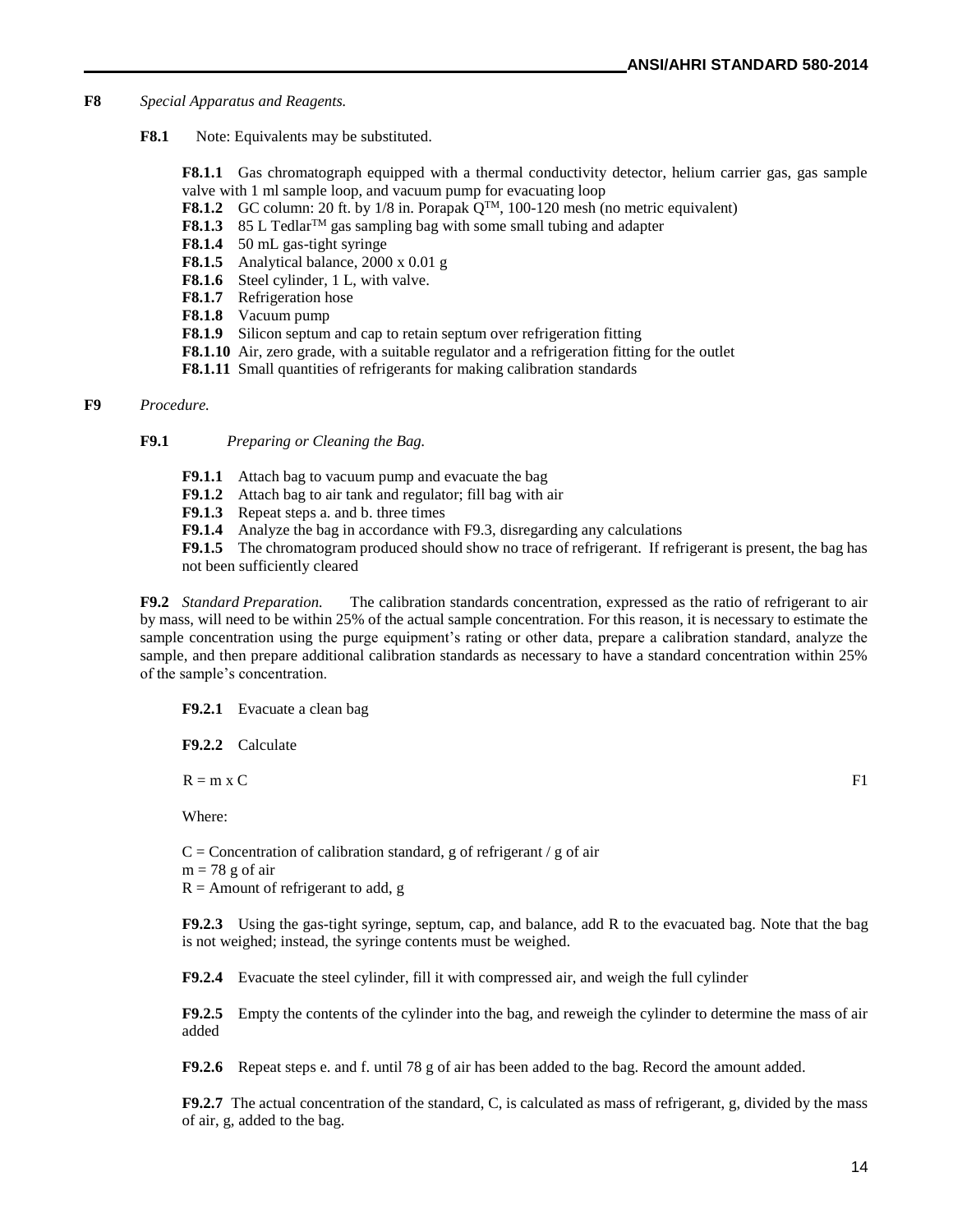**F8** *Special Apparatus and Reagents.*

**F8.1** Note: Equivalents may be substituted.

**F8.1.1** Gas chromatograph equipped with a thermal conductivity detector, helium carrier gas, gas sample valve with 1 ml sample loop, and vacuum pump for evacuating loop

**F8.1.2** GC column: 20 ft. by 1/8 in. Porapak Q™, 100-120 mesh (no metric equivalent)

**F8.1.3** 85 L Tedlar™ gas sampling bag with some small tubing and adapter

**F8.1.4** 50 mL gas-tight syringe

**F8.1.5** Analytical balance, 2000 x 0.01 g

**F8.1.6** Steel cylinder, 1 L, with valve.

**F8.1.7** Refrigeration hose

**F8.1.8** Vacuum pump

**F8.1.9** Silicon septum and cap to retain septum over refrigeration fitting

**F8.1.10** Air, zero grade, with a suitable regulator and a refrigeration fitting for the outlet

**F8.1.11** Small quantities of refrigerants for making calibration standards

**F9** *Procedure.*

**F9.1** *Preparing or Cleaning the Bag.*

**F9.1.1** Attach bag to vacuum pump and evacuate the bag

**F9.1.2** Attach bag to air tank and regulator; fill bag with air

**F9.1.3** Repeat steps a. and b. three times

**F9.1.4** Analyze the bag in accordance with F9.3, disregarding any calculations

**F9.1.5** The chromatogram produced should show no trace of refrigerant. If refrigerant is present, the bag has not been sufficiently cleared

**F9.2** *Standard Preparation.* The calibration standards concentration, expressed as the ratio of refrigerant to air by mass, will need to be within 25% of the actual sample concentration. For this reason, it is necessary to estimate the sample concentration using the purge equipment's rating or other data, prepare a calibration standard, analyze the sample, and then prepare additional calibration standards as necessary to have a standard concentration within 25% of the sample's concentration.

**F9.2.1** Evacuate a clean bag

**F9.2.2** Calculate

$$R = m \times C \tag{F1}$$

Where:

$C$ = Concentration of calibration standard, g of refrigerant / g of air  
$m$ = 78 g of air  
$R$ = Amount of refrigerant to add, g

**F9.2.3** Using the gas-tight syringe, septum, cap, and balance, add R to the evacuated bag. Note that the bag is not weighed; instead, the syringe contents must be weighed.

**F9.2.4** Evacuate the steel cylinder, fill it with compressed air, and weigh the full cylinder

**F9.2.5** Empty the contents of the cylinder into the bag, and reweigh the cylinder to determine the mass of air added

**F9.2.6** Repeat steps e. and f. until 78 g of air has been added to the bag. Record the amount added.

**F9.2.7** The actual concentration of the standard, C, is calculated as mass of refrigerant, g, divided by the mass of air, g, added to the bag.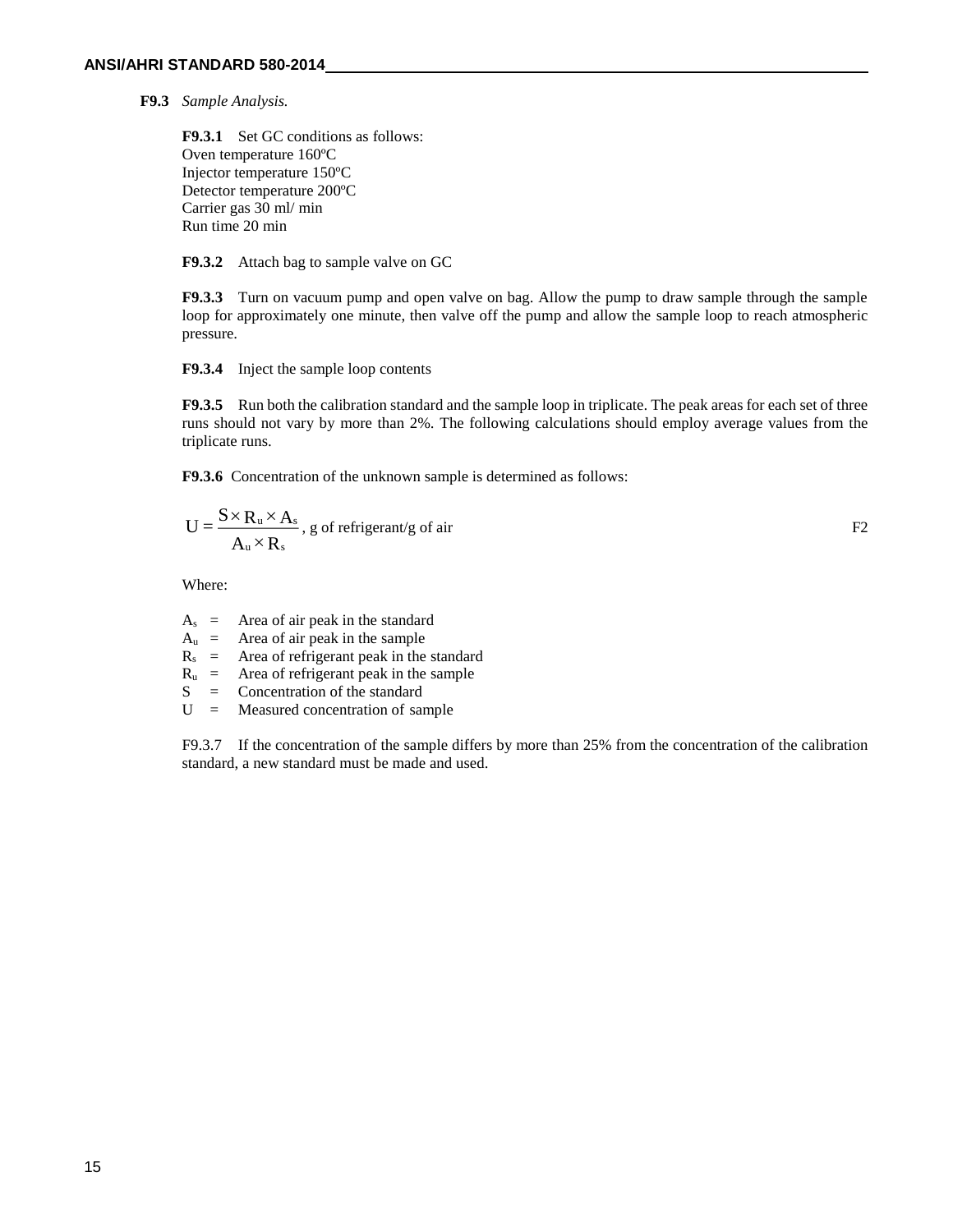**F9.3** *Sample Analysis.*

**F9.3.1** Set GC conditions as follows:
Oven temperature 160ºC
Injector temperature 150ºC
Detector temperature 200ºC
Carrier gas 30 ml/ min
Run time 20 min

**F9.3.2** Attach bag to sample valve on GC

**F9.3.3** Turn on vacuum pump and open valve on bag. Allow the pump to draw sample through the sample loop for approximately one minute, then valve off the pump and allow the sample loop to reach atmospheric pressure.

**F9.3.4** Inject the sample loop contents

**F9.3.5** Run both the calibration standard and the sample loop in triplicate. The peak areas for each set of three runs should not vary by more than 2%. The following calculations should employ average values from the triplicate runs.

**F9.3.6** Concentration of the unknown sample is determined as follows:

$$U = \frac{S \times R_u \times A_s}{A_u \times R_s}, \text{ g of refrigerant/g of air} \qquad \text{F2}$$

Where:

$A_s$ = Area of air peak in the standard
$A_u$ = Area of air peak in the sample
$R_s$ = Area of refrigerant peak in the standard
$R_u$ = Area of refrigerant peak in the sample
$S$ = Concentration of the standard
$U$ = Measured concentration of sample

F9.3.7 If the concentration of the sample differs by more than 25% from the concentration of the calibration standard, a new standard must be made and used.